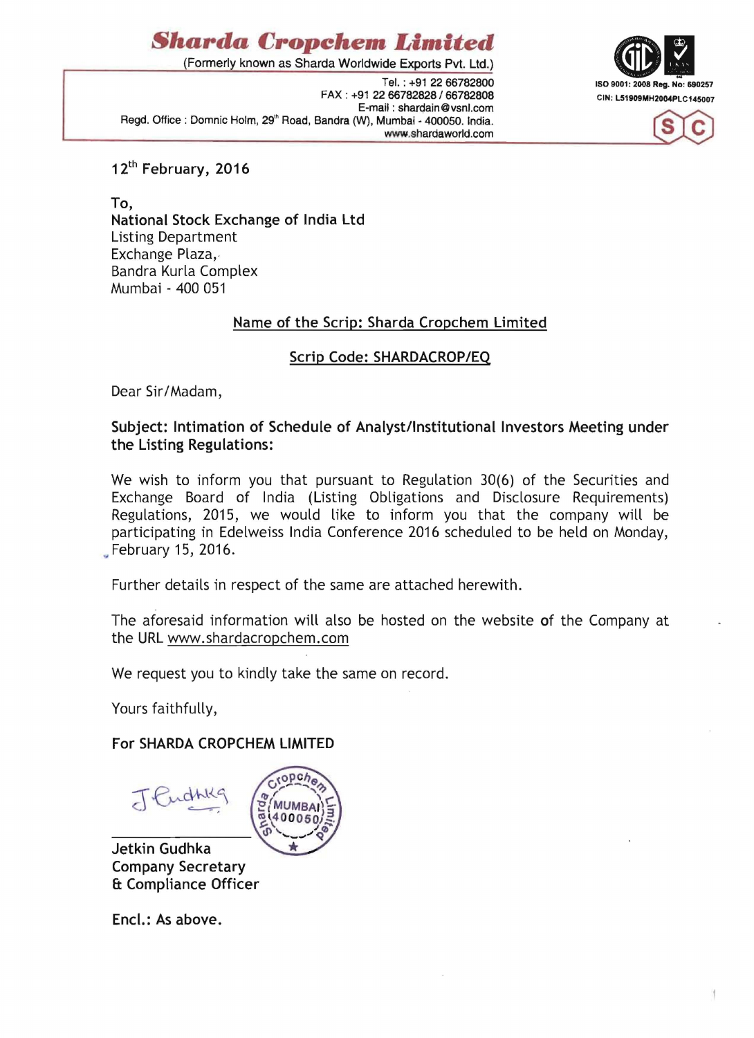# Sharda Cropchem Limited

(Formerly known as Sharda Worldwide Exports Pvt. Ltd.)

Tel. : +91 22 66782800
FAX : +91 22 66782828 / 66782808
E-mail : shardain@vsnl.com
Regd. Office : Domnic Holm, 29th Road, Bandra (W), Mumbai - 400050. India.
www.shardaworld.com

ISO 9001: 2008 Reg. No: 690257
CIN: L51909MH2004PLC145007

12th February, 2016

To,
**National Stock Exchange of India Ltd**
Listing Department
Exchange Plaza,
Bandra Kurla Complex
Mumbai - 400 051

Name of the Scrip: Sharda Cropchem Limited

Scrip Code: SHARDACROP/EQ

Dear Sir/Madam,

**Subject: Intimation of Schedule of Analyst/Institutional Investors Meeting under the Listing Regulations:**

We wish to inform you that pursuant to Regulation 30(6) of the Securities and Exchange Board of India (Listing Obligations and Disclosure Requirements) Regulations, 2015, we would like to inform you that the company will be participating in Edelweiss India Conference 2016 scheduled to be held on Monday, February 15, 2016.

Further details in respect of the same are attached herewith.

The aforesaid information will also be hosted on the website of the Company at the URL www.shardacropchem.com

We request you to kindly take the same on record.

Yours faithfully,

**For SHARDA CROPCHEM LIMITED**

Jetkin Gudhka
Company Secretary
& Compliance Officer

**Encl.: As above.**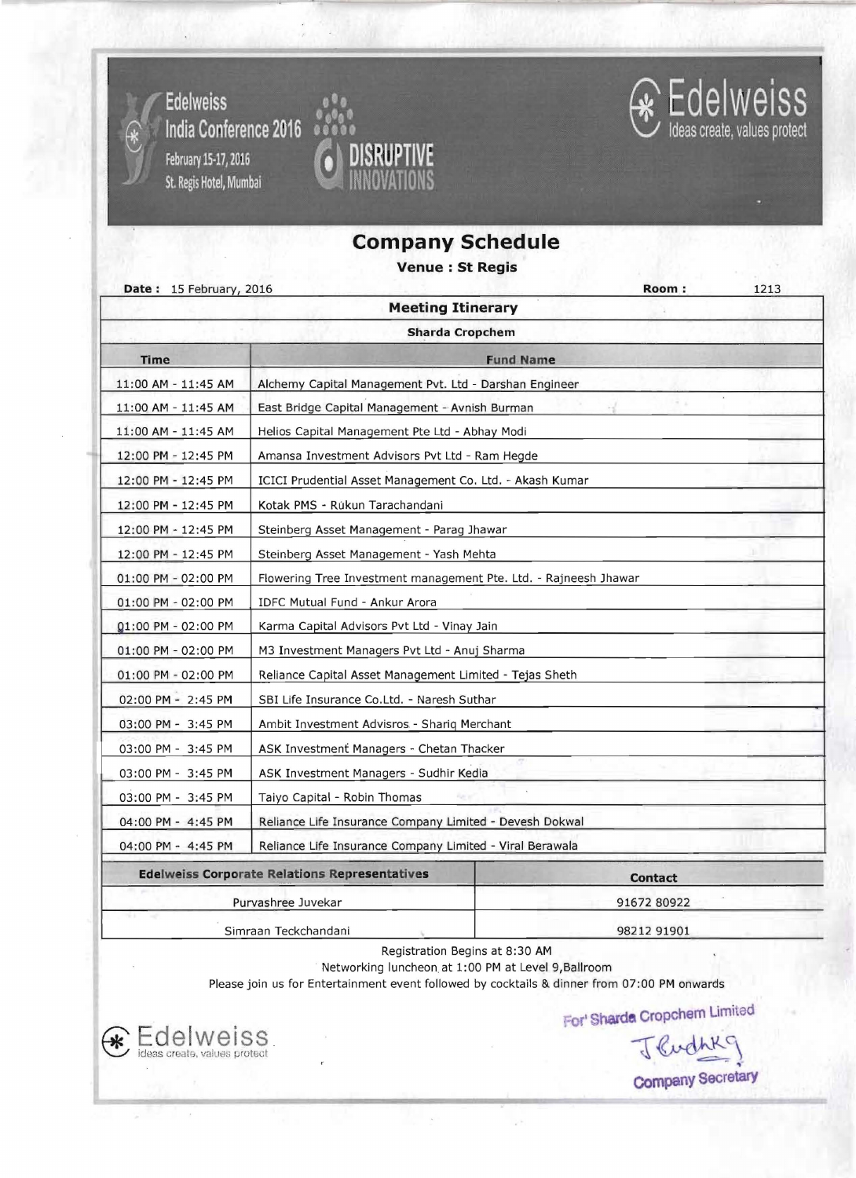Edelweiss India Conference 2016
February 15-17, 2016
St. Regis Hotel, Mumbai

DISRUPTIVE INNOVATIONS

Edelweiss
Ideas create, values protect

# Company Schedule

**Venue : St Regis**

**Date :** 15 February, 2016 **Room :** 1213

| Meeting Itinerary | |
|---|---|
| **Sharda Cropchem** | |
| **Time** | **Fund Name** |
| 11:00 AM - 11:45 AM | Alchemy Capital Management Pvt. Ltd - Darshan Engineer |
| 11:00 AM - 11:45 AM | East Bridge Capital Management - Avnish Burman |
| 11:00 AM - 11:45 AM | Helios Capital Management Pte Ltd - Abhay Modi |
| 12:00 PM - 12:45 PM | Amansa Investment Advisors Pvt Ltd - Ram Hegde |
| 12:00 PM - 12:45 PM | ICICI Prudential Asset Management Co. Ltd. - Akash Kumar |
| 12:00 PM - 12:45 PM | Kotak PMS - Rukun Tarachandani |
| 12:00 PM - 12:45 PM | Steinberg Asset Management - Parag Jhawar |
| 12:00 PM - 12:45 PM | Steinberg Asset Management - Yash Mehta |
| 01:00 PM - 02:00 PM | Flowering Tree Investment management Pte. Ltd. - Rajneesh Jhawar |
| 01:00 PM - 02:00 PM | IDFC Mutual Fund - Ankur Arora |
| 01:00 PM - 02:00 PM | Karma Capital Advisors Pvt Ltd - Vinay Jain |
| 01:00 PM - 02:00 PM | M3 Investment Managers Pvt Ltd - Anuj Sharma |
| 01:00 PM - 02:00 PM | Reliance Capital Asset Management Limited - Tejas Sheth |
| 02:00 PM - 2:45 PM | SBI Life Insurance Co.Ltd. - Naresh Suthar |
| 03:00 PM - 3:45 PM | Ambit Investment Advisros - Shariq Merchant |
| 03:00 PM - 3:45 PM | ASK Investment Managers - Chetan Thacker |
| 03:00 PM - 3:45 PM | ASK Investment Managers - Sudhir Kedia |
| 03:00 PM - 3:45 PM | Taiyo Capital - Robin Thomas |
| 04:00 PM - 4:45 PM | Reliance Life Insurance Company Limited - Devesh Dokwal |
| 04:00 PM - 4:45 PM | Reliance Life Insurance Company Limited - Viral Berawala |

| Edelweiss Corporate Relations Representatives | Contact |
|---|---|
| Purvashree Juvekar | 91672 80922 |
| Simraan Teckchandani | 98212 91901 |

Registration Begins at 8:30 AM

Networking luncheon at 1:00 PM at Level 9,Ballroom

Please join us for Entertainment event followed by cocktails & dinner from 07:00 PM onwards

Edelweiss
Ideas create, values protect

For Sharda Cropchem Limited

Company Secretary